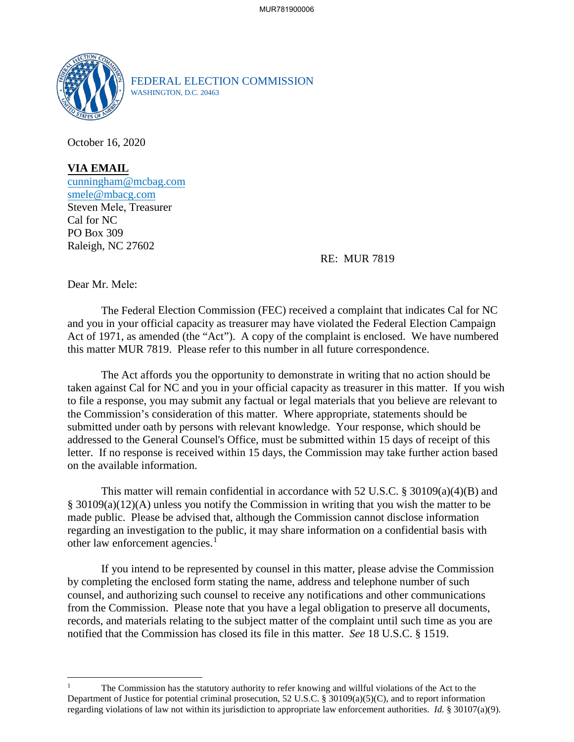FEDERAL ELECTION COMMISSION
WASHINGTON, D.C. 20463

October 16, 2020

**VIA EMAIL**
cunningham@mcbag.com
smele@mbacg.com
Steven Mele, Treasurer
Cal for NC
PO Box 309
Raleigh, NC 27602

RE: MUR 7819

Dear Mr. Mele:

The Federal Election Commission (FEC) received a complaint that indicates Cal for NC and you in your official capacity as treasurer may have violated the Federal Election Campaign Act of 1971, as amended (the "Act"). A copy of the complaint is enclosed. We have numbered this matter MUR 7819. Please refer to this number in all future correspondence.

The Act affords you the opportunity to demonstrate in writing that no action should be taken against Cal for NC and you in your official capacity as treasurer in this matter. If you wish to file a response, you may submit any factual or legal materials that you believe are relevant to the Commission's consideration of this matter. Where appropriate, statements should be submitted under oath by persons with relevant knowledge. Your response, which should be addressed to the General Counsel's Office, must be submitted within 15 days of receipt of this letter. If no response is received within 15 days, the Commission may take further action based on the available information.

This matter will remain confidential in accordance with 52 U.S.C. § 30109(a)(4)(B) and § 30109(a)(12)(A) unless you notify the Commission in writing that you wish the matter to be made public. Please be advised that, although the Commission cannot disclose information regarding an investigation to the public, it may share information on a confidential basis with other law enforcement agencies.[1]

If you intend to be represented by counsel in this matter, please advise the Commission by completing the enclosed form stating the name, address and telephone number of such counsel, and authorizing such counsel to receive any notifications and other communications from the Commission. Please note that you have a legal obligation to preserve all documents, records, and materials relating to the subject matter of the complaint until such time as you are notified that the Commission has closed its file in this matter. *See* 18 U.S.C. § 1519.

---

[1] The Commission has the statutory authority to refer knowing and willful violations of the Act to the Department of Justice for potential criminal prosecution, 52 U.S.C. § 30109(a)(5)(C), and to report information regarding violations of law not within its jurisdiction to appropriate law enforcement authorities. *Id.* § 30107(a)(9).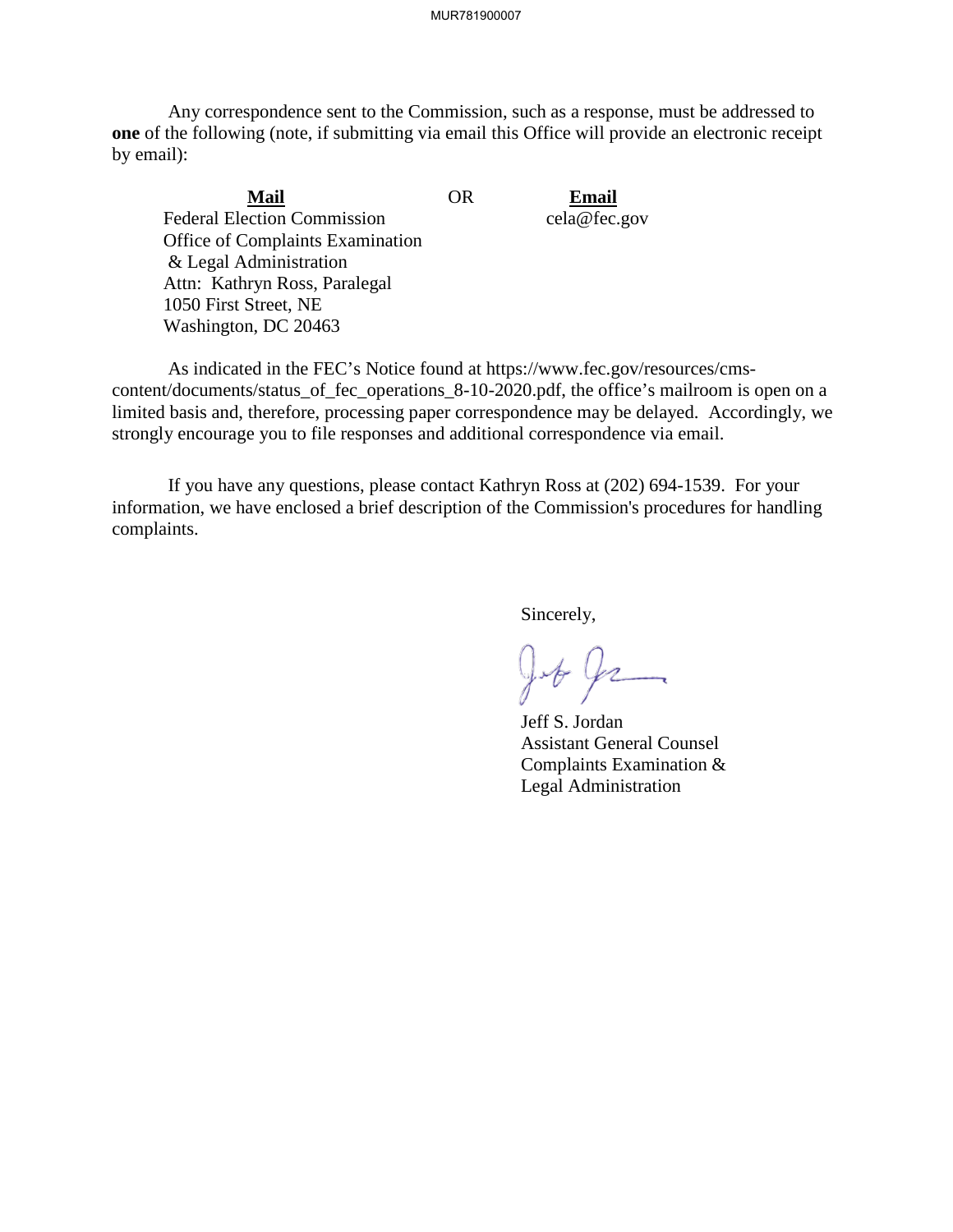Any correspondence sent to the Commission, such as a response, must be addressed to **one** of the following (note, if submitting via email this Office will provide an electronic receipt by email):

| **Mail** | OR | **Email** |
|---|---|---|
| Federal Election Commission<br>Office of Complaints Examination<br>& Legal Administration<br>Attn: Kathryn Ross, Paralegal<br>1050 First Street, NE<br>Washington, DC 20463 | | cela@fec.gov |

As indicated in the FEC's Notice found at https://www.fec.gov/resources/cms-content/documents/status_of_fec_operations_8-10-2020.pdf, the office's mailroom is open on a limited basis and, therefore, processing paper correspondence may be delayed. Accordingly, we strongly encourage you to file responses and additional correspondence via email.

If you have any questions, please contact Kathryn Ross at (202) 694-1539. For your information, we have enclosed a brief description of the Commission's procedures for handling complaints.

Sincerely,

Jeff S. Jordan
Assistant General Counsel
Complaints Examination &
Legal Administration